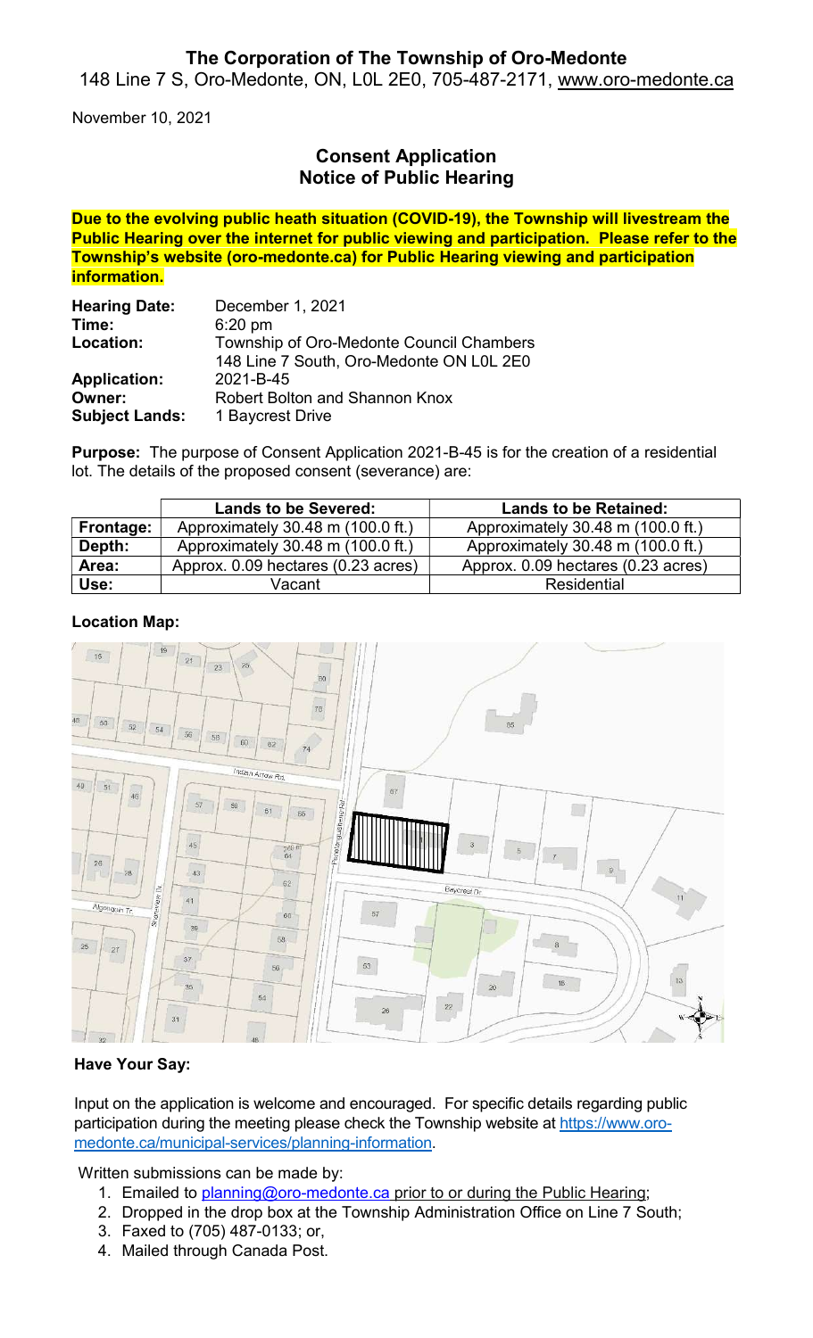# The Corporation of The Township of Oro-Medonte

148 Line 7 S, Oro-Medonte, ON, L0L 2E0, 705-487-2171, www.oro-medonte.ca

November 10, 2021

## Consent Application
## Notice of Public Hearing

**Due to the evolving public heath situation (COVID-19), the Township will livestream the Public Hearing over the internet for public viewing and participation. Please refer to the Township's website (oro-medonte.ca) for Public Hearing viewing and participation information.**

**Hearing Date:** December 1, 2021
**Time:** 6:20 pm
**Location:** Township of Oro-Medonte Council Chambers
148 Line 7 South, Oro-Medonte ON L0L 2E0
**Application:** 2021-B-45
**Owner:** Robert Bolton and Shannon Knox
**Subject Lands:** 1 Baycrest Drive

**Purpose:** The purpose of Consent Application 2021-B-45 is for the creation of a residential lot. The details of the proposed consent (severance) are:

| | Lands to be Severed: | Lands to be Retained: |
|---|---|---|
| **Frontage:** | Approximately 30.48 m (100.0 ft.) | Approximately 30.48 m (100.0 ft.) |
| **Depth:** | Approximately 30.48 m (100.0 ft.) | Approximately 30.48 m (100.0 ft.) |
| **Area:** | Approx. 0.09 hectares (0.23 acres) | Approx. 0.09 hectares (0.23 acres) |
| **Use:** | Vacant | Residential |

**Location Map:**

**Have Your Say:**

Input on the application is welcome and encouraged. For specific details regarding public participation during the meeting please check the Township website at https://www.oro-medonte.ca/municipal-services/planning-information.

Written submissions can be made by:

1. Emailed to planning@oro-medonte.ca prior to or during the Public Hearing;
2. Dropped in the drop box at the Township Administration Office on Line 7 South;
3. Faxed to (705) 487-0133; or,
4. Mailed through Canada Post.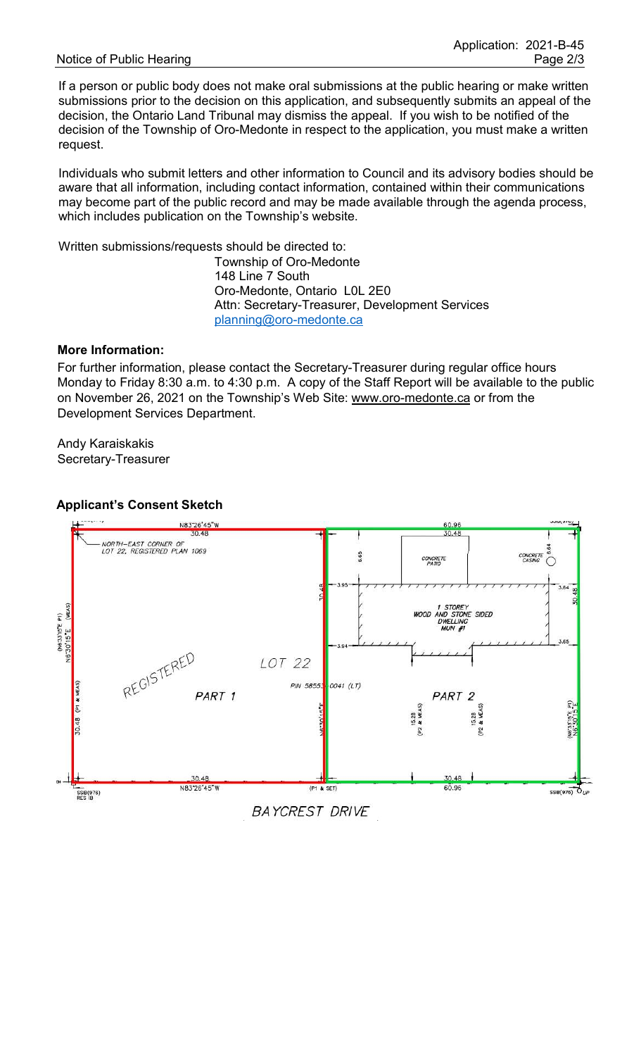If a person or public body does not make oral submissions at the public hearing or make written submissions prior to the decision on this application, and subsequently submits an appeal of the decision, the Ontario Land Tribunal may dismiss the appeal. If you wish to be notified of the decision of the Township of Oro-Medonte in respect to the application, you must make a written request.

Individuals who submit letters and other information to Council and its advisory bodies should be aware that all information, including contact information, contained within their communications may become part of the public record and may be made available through the agenda process, which includes publication on the Township's website.

Written submissions/requests should be directed to:

Township of Oro-Medonte
148 Line 7 South
Oro-Medonte, Ontario L0L 2E0
Attn: Secretary-Treasurer, Development Services
planning@oro-medonte.ca

**More Information:**

For further information, please contact the Secretary-Treasurer during regular office hours Monday to Friday 8:30 a.m. to 4:30 p.m. A copy of the Staff Report will be available to the public on November 26, 2021 on the Township's Web Site: www.oro-medonte.ca or from the Development Services Department.

Andy Karaiskakis
Secretary-Treasurer

**Applicant's Consent Sketch**

N83°26'45"W
30.48
60.96
30.48
NORTH-EAST CORNER OF
LOT 22, REGISTERED PLAN 1069
CONCRETE PATIO
CONCRETE CASING
1 STOREY WOOD AND STONE SIDED DWELLING MUN #1
REGISTERED
LOT 22
PIN 58553-0041 (LT)
PART 1
PART 2
30.48
N83°26'45"W
(P1 & SET)
30.48
60.96
SSIB(976)
BAYCREST DRIVE